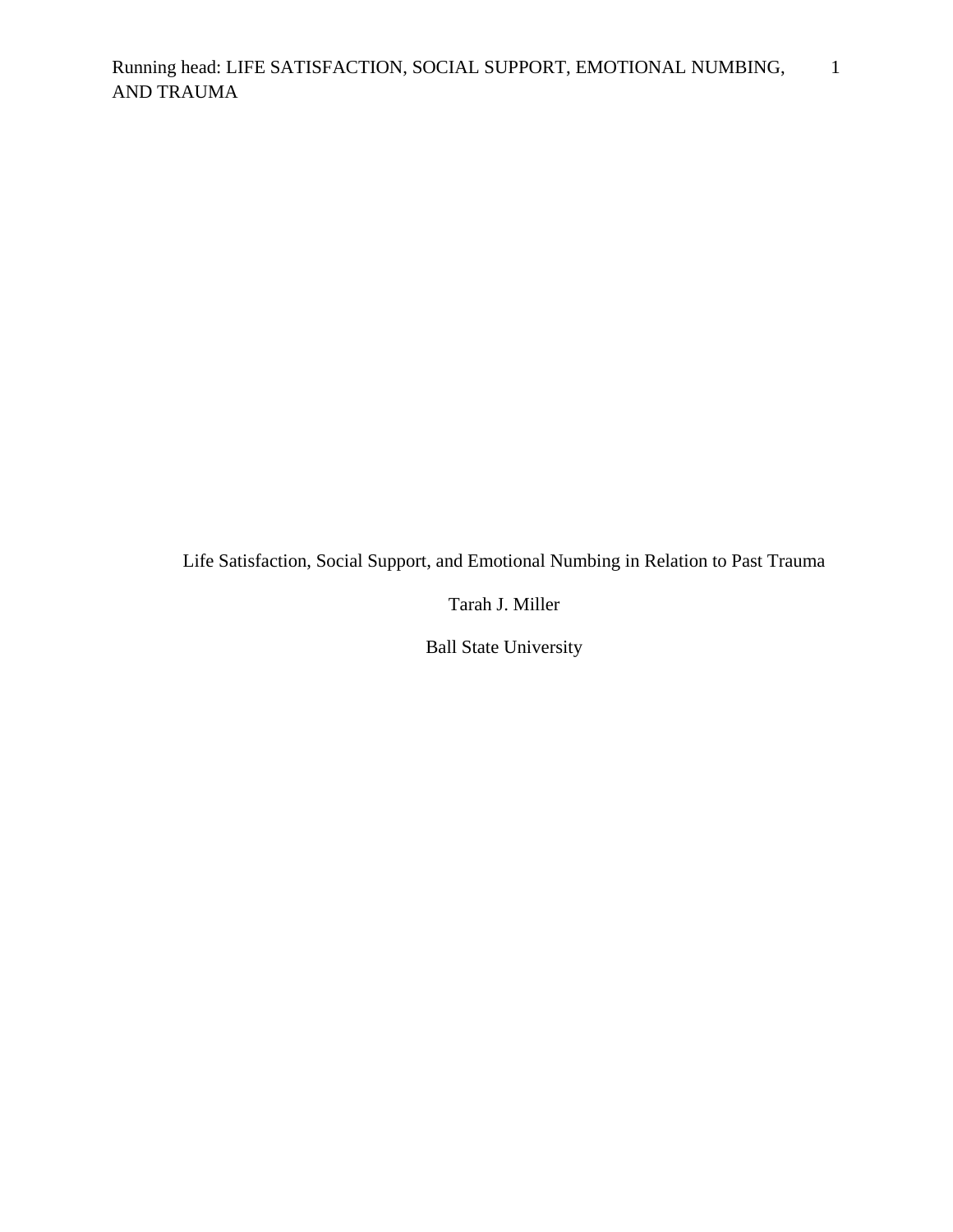# Life Satisfaction, Social Support, and Emotional Numbing in Relation to Past Trauma

Tarah J. Miller

Ball State University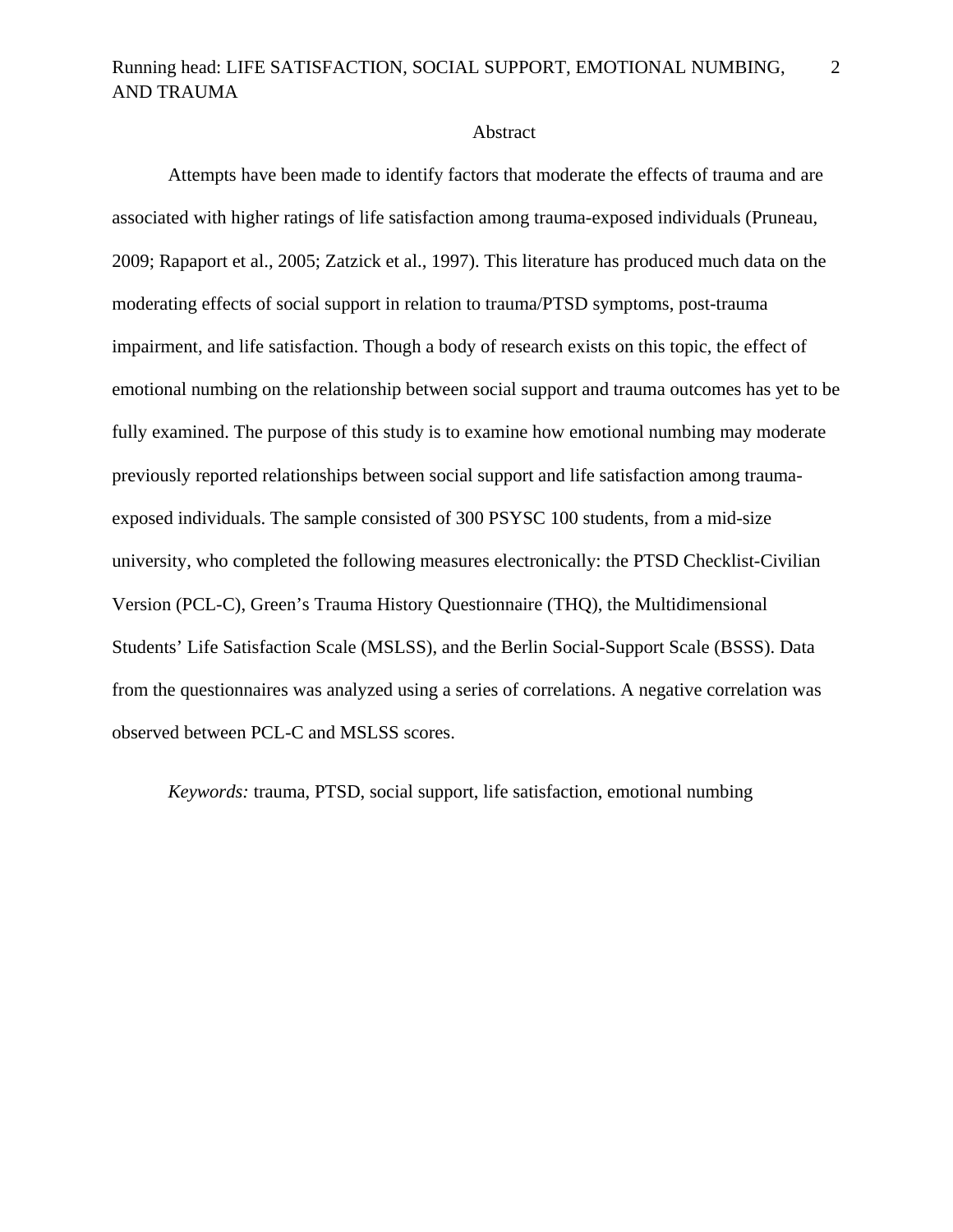# Abstract

Attempts have been made to identify factors that moderate the effects of trauma and are associated with higher ratings of life satisfaction among trauma-exposed individuals (Pruneau, 2009; Rapaport et al., 2005; Zatzick et al., 1997). This literature has produced much data on the moderating effects of social support in relation to trauma/PTSD symptoms, post-trauma impairment, and life satisfaction. Though a body of research exists on this topic, the effect of emotional numbing on the relationship between social support and trauma outcomes has yet to be fully examined. The purpose of this study is to examine how emotional numbing may moderate previously reported relationships between social support and life satisfaction among trauma-exposed individuals. The sample consisted of 300 PSYSC 100 students, from a mid-size university, who completed the following measures electronically: the PTSD Checklist-Civilian Version (PCL-C), Green's Trauma History Questionnaire (THQ), the Multidimensional Students' Life Satisfaction Scale (MSLSS), and the Berlin Social-Support Scale (BSSS). Data from the questionnaires was analyzed using a series of correlations. A negative correlation was observed between PCL-C and MSLSS scores.

*Keywords:* trauma, PTSD, social support, life satisfaction, emotional numbing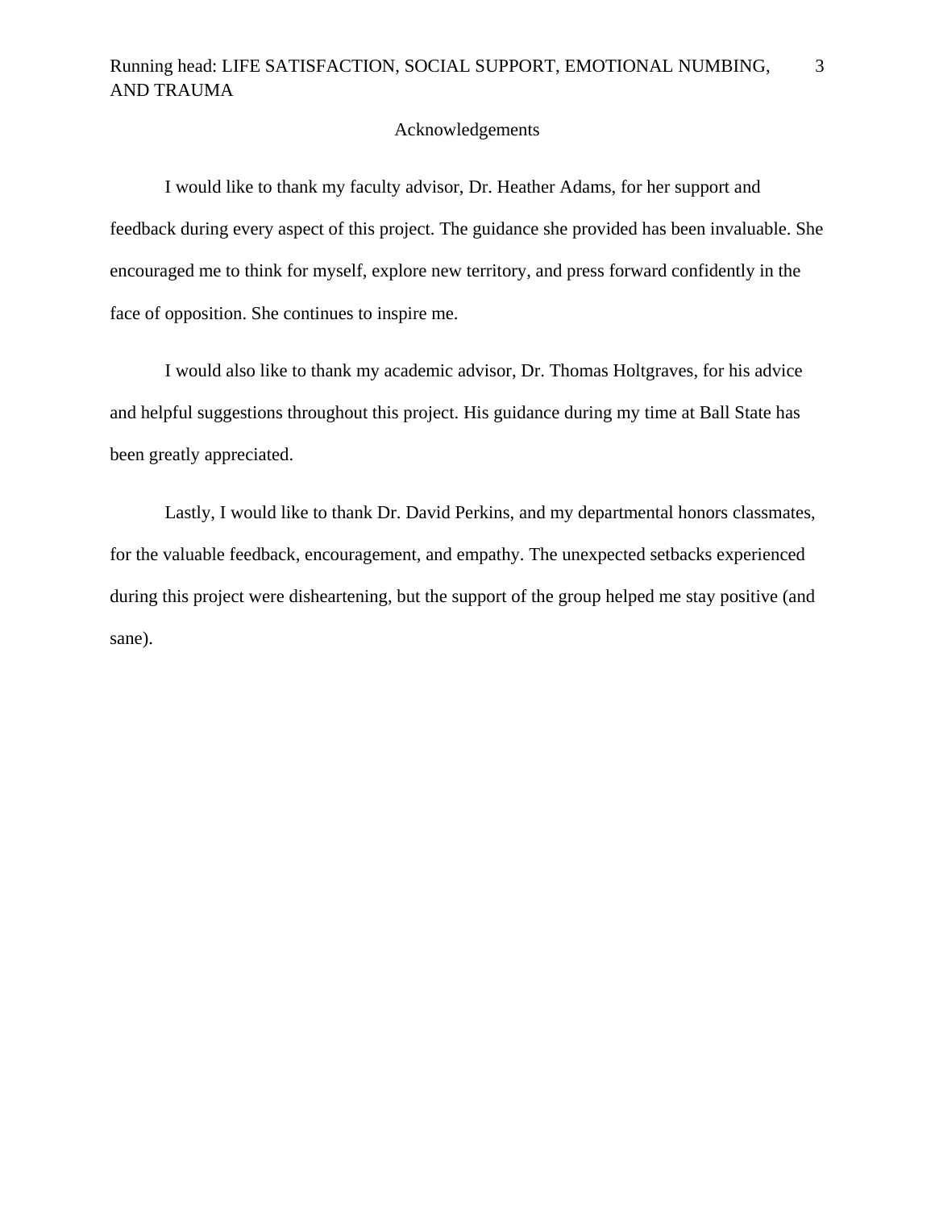# Acknowledgements

I would like to thank my faculty advisor, Dr. Heather Adams, for her support and feedback during every aspect of this project. The guidance she provided has been invaluable. She encouraged me to think for myself, explore new territory, and press forward confidently in the face of opposition. She continues to inspire me.

I would also like to thank my academic advisor, Dr. Thomas Holtgraves, for his advice and helpful suggestions throughout this project. His guidance during my time at Ball State has been greatly appreciated.

Lastly, I would like to thank Dr. David Perkins, and my departmental honors classmates, for the valuable feedback, encouragement, and empathy. The unexpected setbacks experienced during this project were disheartening, but the support of the group helped me stay positive (and sane).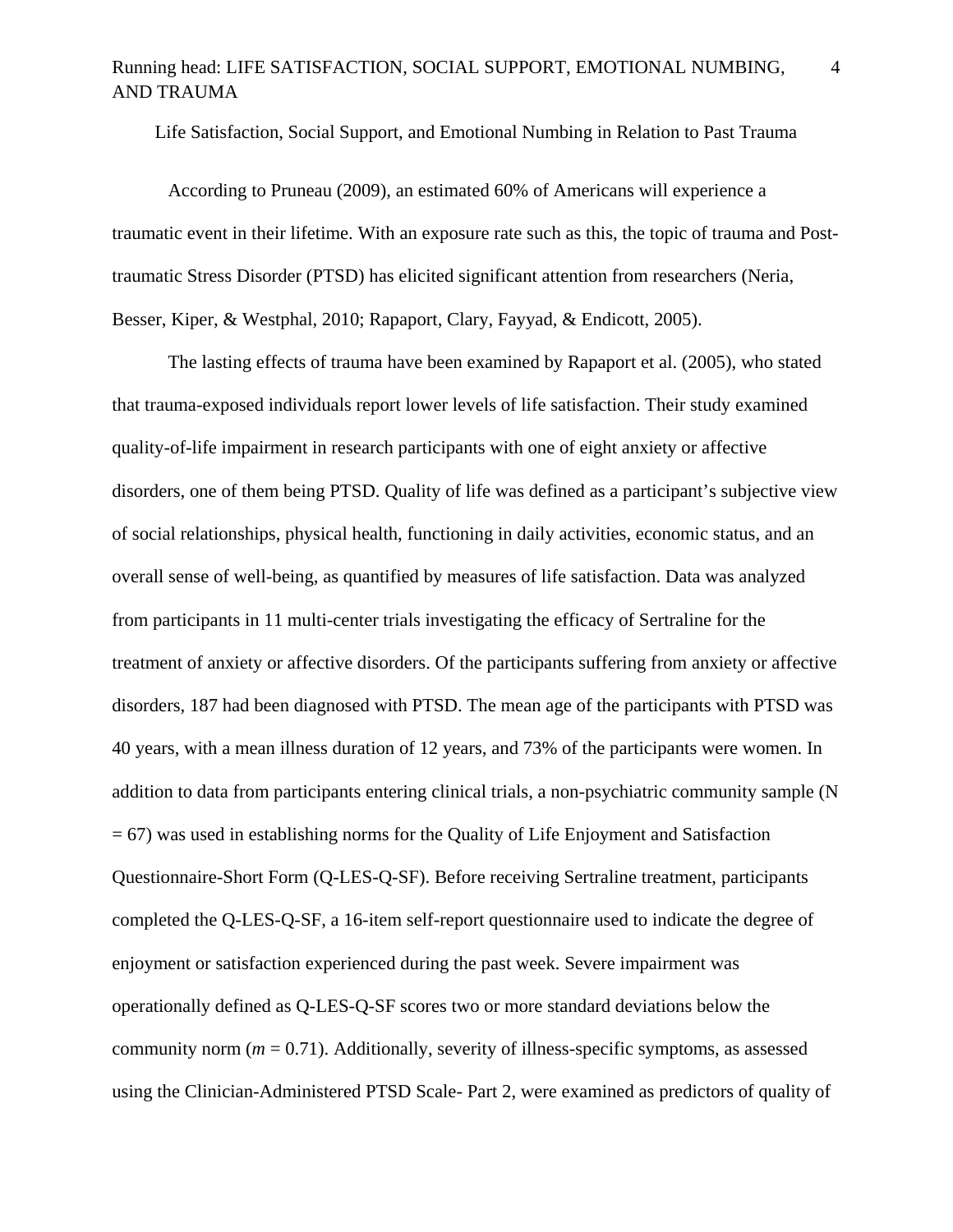Life Satisfaction, Social Support, and Emotional Numbing in Relation to Past Trauma

According to Pruneau (2009), an estimated 60% of Americans will experience a traumatic event in their lifetime. With an exposure rate such as this, the topic of trauma and Post-traumatic Stress Disorder (PTSD) has elicited significant attention from researchers (Neria, Besser, Kiper, & Westphal, 2010; Rapaport, Clary, Fayyad, & Endicott, 2005).

The lasting effects of trauma have been examined by Rapaport et al. (2005), who stated that trauma-exposed individuals report lower levels of life satisfaction. Their study examined quality-of-life impairment in research participants with one of eight anxiety or affective disorders, one of them being PTSD. Quality of life was defined as a participant's subjective view of social relationships, physical health, functioning in daily activities, economic status, and an overall sense of well-being, as quantified by measures of life satisfaction. Data was analyzed from participants in 11 multi-center trials investigating the efficacy of Sertraline for the treatment of anxiety or affective disorders. Of the participants suffering from anxiety or affective disorders, 187 had been diagnosed with PTSD. The mean age of the participants with PTSD was 40 years, with a mean illness duration of 12 years, and 73% of the participants were women. In addition to data from participants entering clinical trials, a non-psychiatric community sample ($N = 67$) was used in establishing norms for the Quality of Life Enjoyment and Satisfaction Questionnaire-Short Form (Q-LES-Q-SF). Before receiving Sertraline treatment, participants completed the Q-LES-Q-SF, a 16-item self-report questionnaire used to indicate the degree of enjoyment or satisfaction experienced during the past week. Severe impairment was operationally defined as Q-LES-Q-SF scores two or more standard deviations below the community norm ($m = 0.71$). Additionally, severity of illness-specific symptoms, as assessed using the Clinician-Administered PTSD Scale- Part 2, were examined as predictors of quality of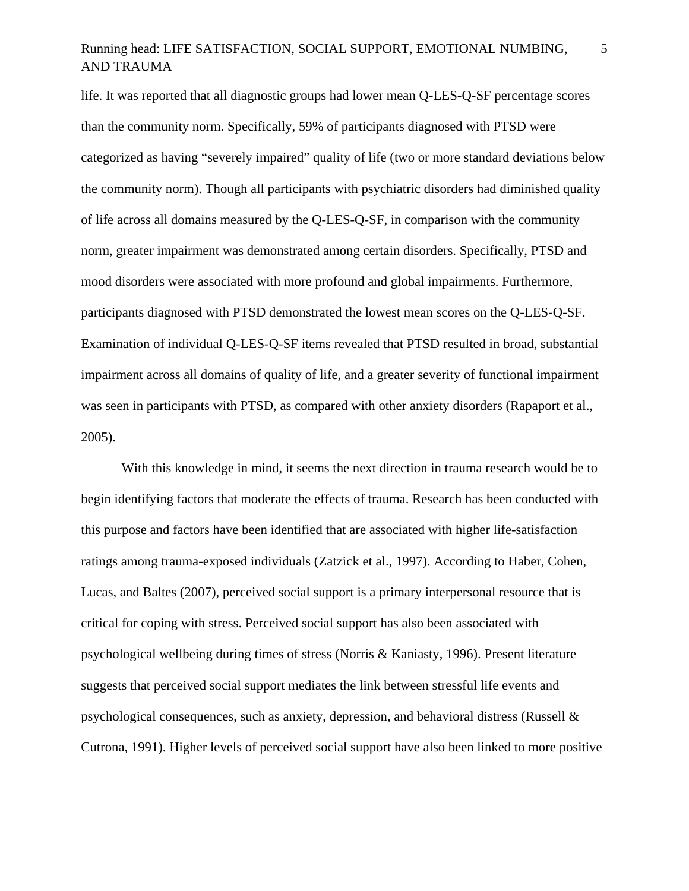life. It was reported that all diagnostic groups had lower mean Q-LES-Q-SF percentage scores than the community norm. Specifically, 59% of participants diagnosed with PTSD were categorized as having "severely impaired" quality of life (two or more standard deviations below the community norm). Though all participants with psychiatric disorders had diminished quality of life across all domains measured by the Q-LES-Q-SF, in comparison with the community norm, greater impairment was demonstrated among certain disorders. Specifically, PTSD and mood disorders were associated with more profound and global impairments. Furthermore, participants diagnosed with PTSD demonstrated the lowest mean scores on the Q-LES-Q-SF. Examination of individual Q-LES-Q-SF items revealed that PTSD resulted in broad, substantial impairment across all domains of quality of life, and a greater severity of functional impairment was seen in participants with PTSD, as compared with other anxiety disorders (Rapaport et al., 2005).

With this knowledge in mind, it seems the next direction in trauma research would be to begin identifying factors that moderate the effects of trauma. Research has been conducted with this purpose and factors have been identified that are associated with higher life-satisfaction ratings among trauma-exposed individuals (Zatzick et al., 1997). According to Haber, Cohen, Lucas, and Baltes (2007), perceived social support is a primary interpersonal resource that is critical for coping with stress. Perceived social support has also been associated with psychological wellbeing during times of stress (Norris & Kaniasty, 1996). Present literature suggests that perceived social support mediates the link between stressful life events and psychological consequences, such as anxiety, depression, and behavioral distress (Russell & Cutrona, 1991). Higher levels of perceived social support have also been linked to more positive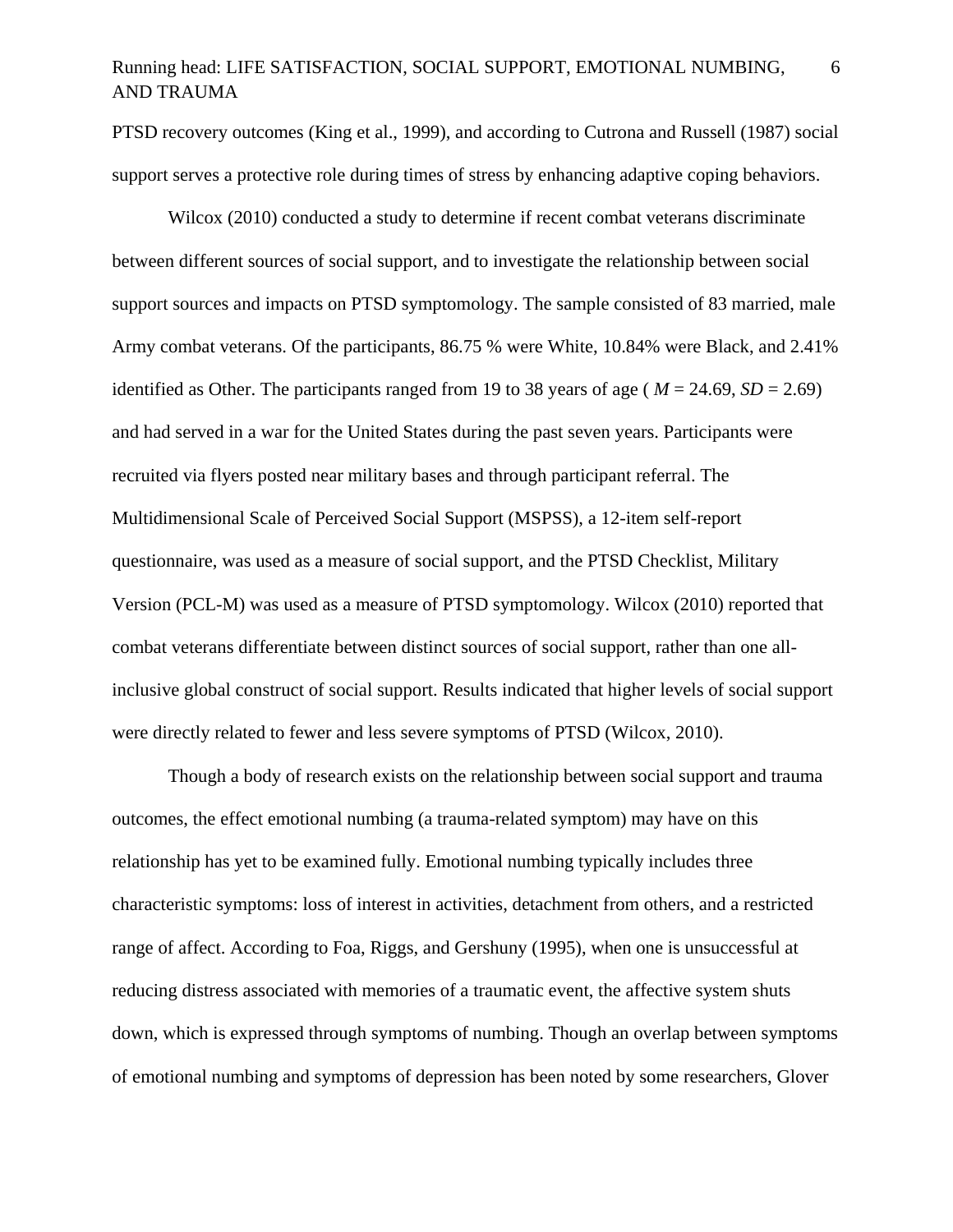PTSD recovery outcomes (King et al., 1999), and according to Cutrona and Russell (1987) social support serves a protective role during times of stress by enhancing adaptive coping behaviors.

Wilcox (2010) conducted a study to determine if recent combat veterans discriminate between different sources of social support, and to investigate the relationship between social support sources and impacts on PTSD symptomology. The sample consisted of 83 married, male Army combat veterans. Of the participants, 86.75 % were White, 10.84% were Black, and 2.41% identified as Other. The participants ranged from 19 to 38 years of age ( $M$ = 24.69, $SD$ = 2.69) and had served in a war for the United States during the past seven years. Participants were recruited via flyers posted near military bases and through participant referral. The Multidimensional Scale of Perceived Social Support (MSPSS), a 12-item self-report questionnaire, was used as a measure of social support, and the PTSD Checklist, Military Version (PCL-M) was used as a measure of PTSD symptomology. Wilcox (2010) reported that combat veterans differentiate between distinct sources of social support, rather than one all-inclusive global construct of social support. Results indicated that higher levels of social support were directly related to fewer and less severe symptoms of PTSD (Wilcox, 2010).

Though a body of research exists on the relationship between social support and trauma outcomes, the effect emotional numbing (a trauma-related symptom) may have on this relationship has yet to be examined fully. Emotional numbing typically includes three characteristic symptoms: loss of interest in activities, detachment from others, and a restricted range of affect. According to Foa, Riggs, and Gershuny (1995), when one is unsuccessful at reducing distress associated with memories of a traumatic event, the affective system shuts down, which is expressed through symptoms of numbing. Though an overlap between symptoms of emotional numbing and symptoms of depression has been noted by some researchers, Glover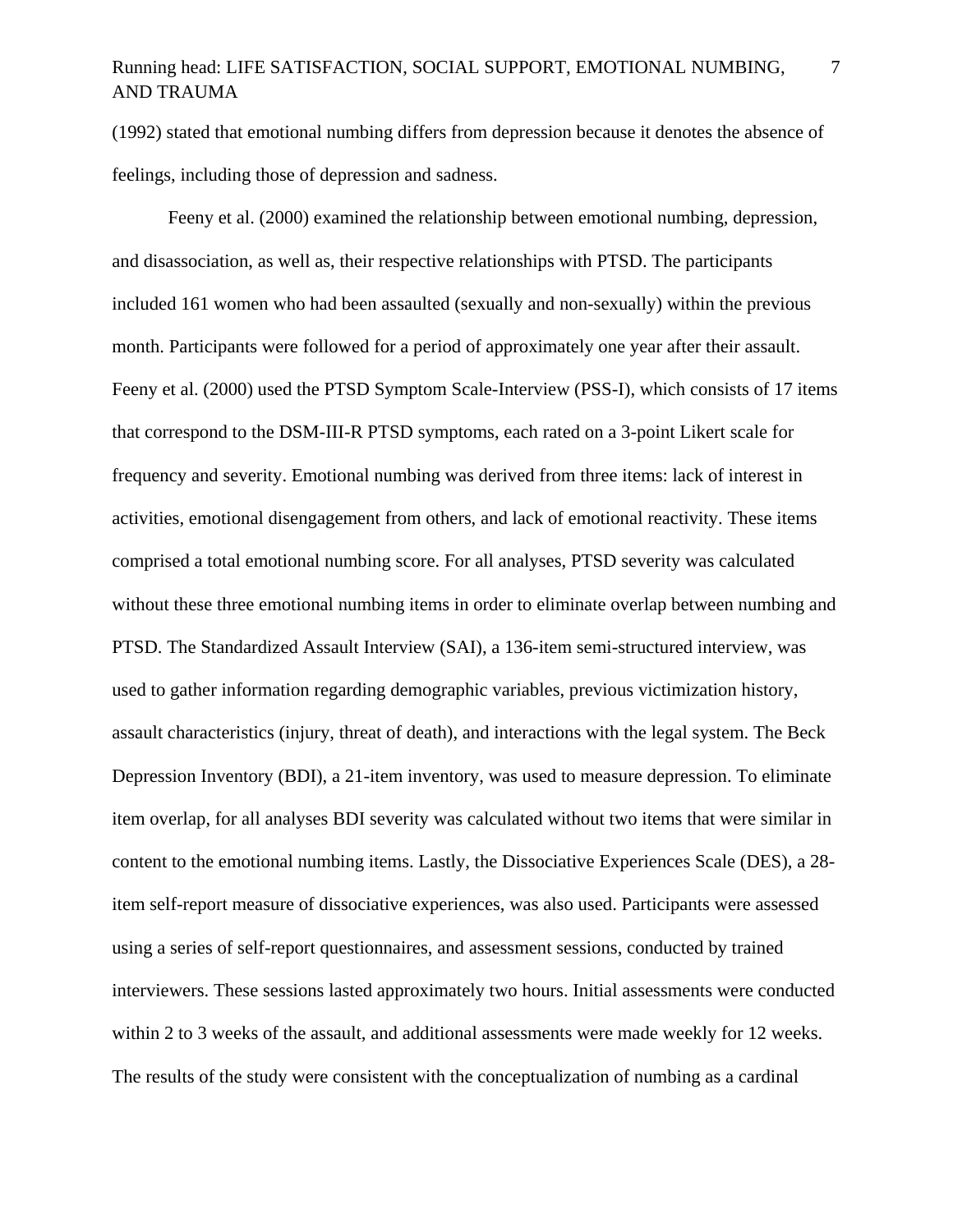(1992) stated that emotional numbing differs from depression because it denotes the absence of feelings, including those of depression and sadness.

Feeny et al. (2000) examined the relationship between emotional numbing, depression, and disassociation, as well as, their respective relationships with PTSD. The participants included 161 women who had been assaulted (sexually and non-sexually) within the previous month. Participants were followed for a period of approximately one year after their assault. Feeny et al. (2000) used the PTSD Symptom Scale-Interview (PSS-I), which consists of 17 items that correspond to the DSM-III-R PTSD symptoms, each rated on a 3-point Likert scale for frequency and severity. Emotional numbing was derived from three items: lack of interest in activities, emotional disengagement from others, and lack of emotional reactivity. These items comprised a total emotional numbing score. For all analyses, PTSD severity was calculated without these three emotional numbing items in order to eliminate overlap between numbing and PTSD. The Standardized Assault Interview (SAI), a 136-item semi-structured interview, was used to gather information regarding demographic variables, previous victimization history, assault characteristics (injury, threat of death), and interactions with the legal system. The Beck Depression Inventory (BDI), a 21-item inventory, was used to measure depression. To eliminate item overlap, for all analyses BDI severity was calculated without two items that were similar in content to the emotional numbing items. Lastly, the Dissociative Experiences Scale (DES), a 28-item self-report measure of dissociative experiences, was also used. Participants were assessed using a series of self-report questionnaires, and assessment sessions, conducted by trained interviewers. These sessions lasted approximately two hours. Initial assessments were conducted within 2 to 3 weeks of the assault, and additional assessments were made weekly for 12 weeks. The results of the study were consistent with the conceptualization of numbing as a cardinal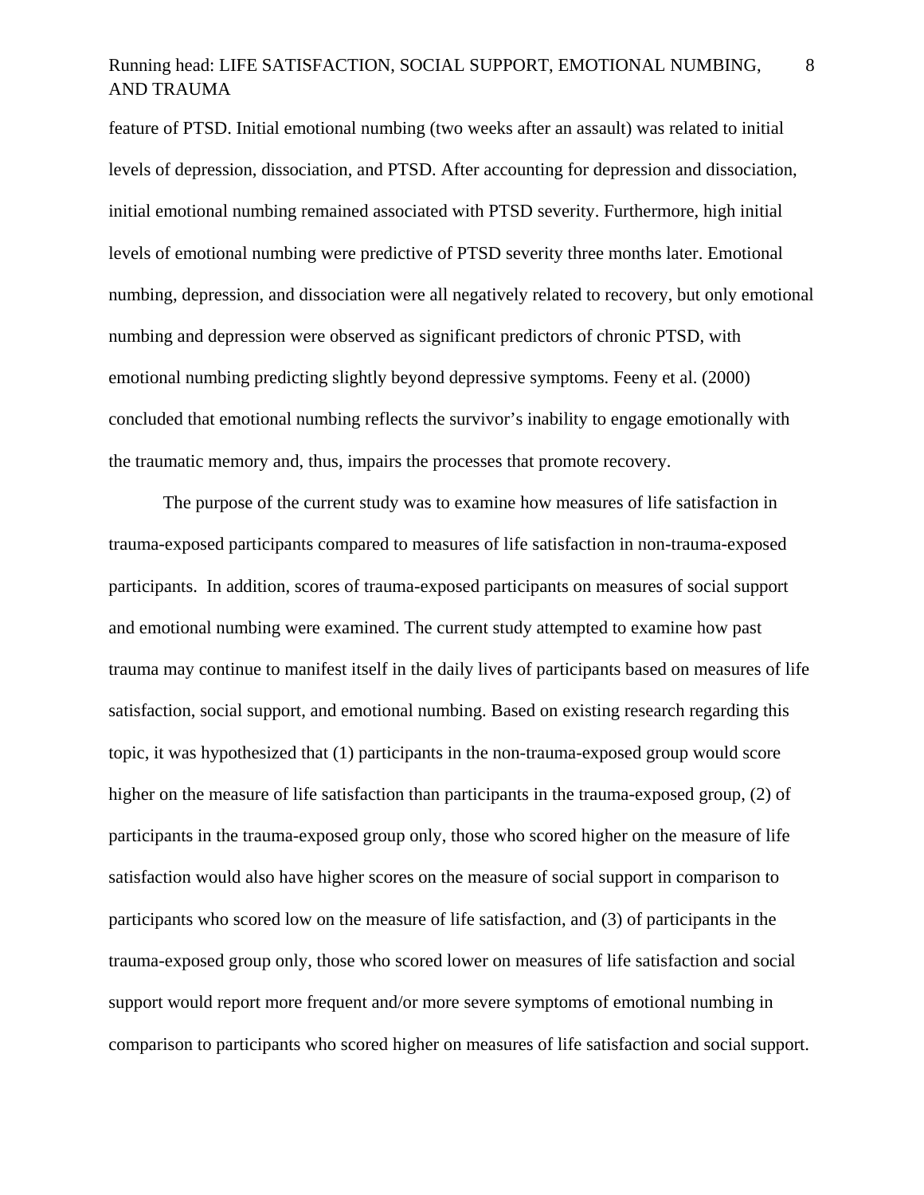feature of PTSD. Initial emotional numbing (two weeks after an assault) was related to initial levels of depression, dissociation, and PTSD. After accounting for depression and dissociation, initial emotional numbing remained associated with PTSD severity. Furthermore, high initial levels of emotional numbing were predictive of PTSD severity three months later. Emotional numbing, depression, and dissociation were all negatively related to recovery, but only emotional numbing and depression were observed as significant predictors of chronic PTSD, with emotional numbing predicting slightly beyond depressive symptoms. Feeny et al. (2000) concluded that emotional numbing reflects the survivor's inability to engage emotionally with the traumatic memory and, thus, impairs the processes that promote recovery.

The purpose of the current study was to examine how measures of life satisfaction in trauma-exposed participants compared to measures of life satisfaction in non-trauma-exposed participants. In addition, scores of trauma-exposed participants on measures of social support and emotional numbing were examined. The current study attempted to examine how past trauma may continue to manifest itself in the daily lives of participants based on measures of life satisfaction, social support, and emotional numbing. Based on existing research regarding this topic, it was hypothesized that (1) participants in the non-trauma-exposed group would score higher on the measure of life satisfaction than participants in the trauma-exposed group, (2) of participants in the trauma-exposed group only, those who scored higher on the measure of life satisfaction would also have higher scores on the measure of social support in comparison to participants who scored low on the measure of life satisfaction, and (3) of participants in the trauma-exposed group only, those who scored lower on measures of life satisfaction and social support would report more frequent and/or more severe symptoms of emotional numbing in comparison to participants who scored higher on measures of life satisfaction and social support.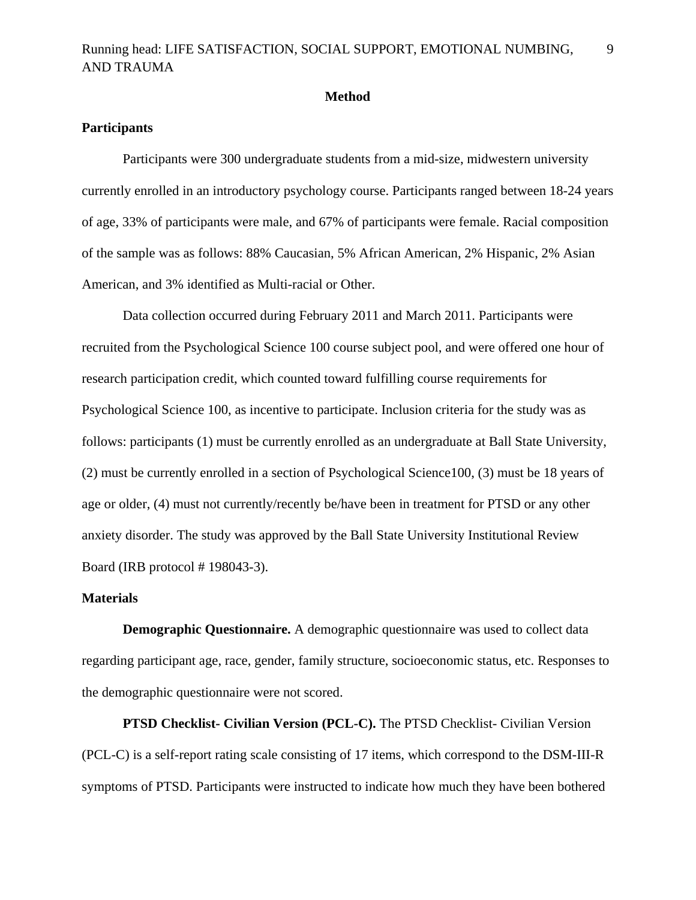## Method

### Participants

Participants were 300 undergraduate students from a mid-size, midwestern university currently enrolled in an introductory psychology course. Participants ranged between 18-24 years of age, 33% of participants were male, and 67% of participants were female. Racial composition of the sample was as follows: 88% Caucasian, 5% African American, 2% Hispanic, 2% Asian American, and 3% identified as Multi-racial or Other.

Data collection occurred during February 2011 and March 2011. Participants were recruited from the Psychological Science 100 course subject pool, and were offered one hour of research participation credit, which counted toward fulfilling course requirements for Psychological Science 100, as incentive to participate. Inclusion criteria for the study was as follows: participants (1) must be currently enrolled as an undergraduate at Ball State University, (2) must be currently enrolled in a section of Psychological Science100, (3) must be 18 years of age or older, (4) must not currently/recently be/have been in treatment for PTSD or any other anxiety disorder. The study was approved by the Ball State University Institutional Review Board (IRB protocol # 198043-3).

### Materials

**Demographic Questionnaire.** A demographic questionnaire was used to collect data regarding participant age, race, gender, family structure, socioeconomic status, etc. Responses to the demographic questionnaire were not scored.

**PTSD Checklist- Civilian Version (PCL-C).** The PTSD Checklist- Civilian Version (PCL-C) is a self-report rating scale consisting of 17 items, which correspond to the DSM-III-R symptoms of PTSD. Participants were instructed to indicate how much they have been bothered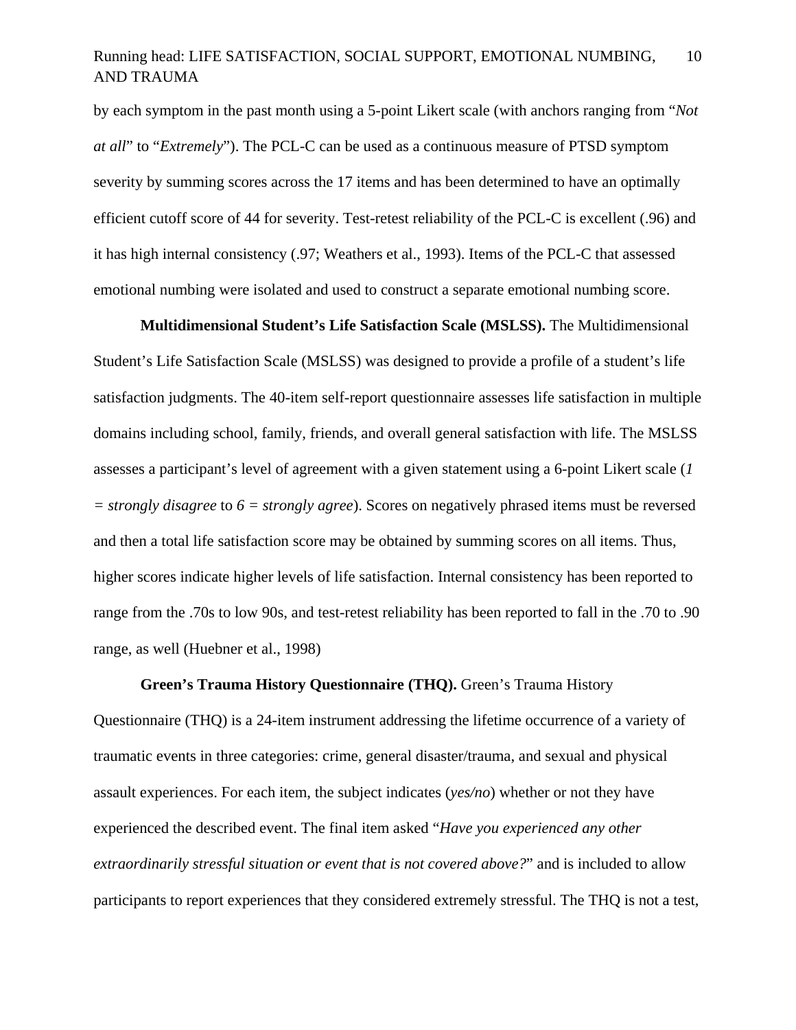by each symptom in the past month using a 5-point Likert scale (with anchors ranging from "*Not at all*" to "*Extremely*"). The PCL-C can be used as a continuous measure of PTSD symptom severity by summing scores across the 17 items and has been determined to have an optimally efficient cutoff score of 44 for severity. Test-retest reliability of the PCL-C is excellent (.96) and it has high internal consistency (.97; Weathers et al., 1993). Items of the PCL-C that assessed emotional numbing were isolated and used to construct a separate emotional numbing score.

**Multidimensional Student's Life Satisfaction Scale (MSLSS).** The Multidimensional Student's Life Satisfaction Scale (MSLSS) was designed to provide a profile of a student's life satisfaction judgments. The 40-item self-report questionnaire assesses life satisfaction in multiple domains including school, family, friends, and overall general satisfaction with life. The MSLSS assesses a participant's level of agreement with a given statement using a 6-point Likert scale (*1 = strongly disagree* to *6 = strongly agree*). Scores on negatively phrased items must be reversed and then a total life satisfaction score may be obtained by summing scores on all items. Thus, higher scores indicate higher levels of life satisfaction. Internal consistency has been reported to range from the .70s to low 90s, and test-retest reliability has been reported to fall in the .70 to .90 range, as well (Huebner et al., 1998)

**Green's Trauma History Questionnaire (THQ).** Green's Trauma History Questionnaire (THQ) is a 24-item instrument addressing the lifetime occurrence of a variety of traumatic events in three categories: crime, general disaster/trauma, and sexual and physical assault experiences. For each item, the subject indicates (*yes/no*) whether or not they have experienced the described event. The final item asked "*Have you experienced any other extraordinarily stressful situation or event that is not covered above?*" and is included to allow participants to report experiences that they considered extremely stressful. The THQ is not a test,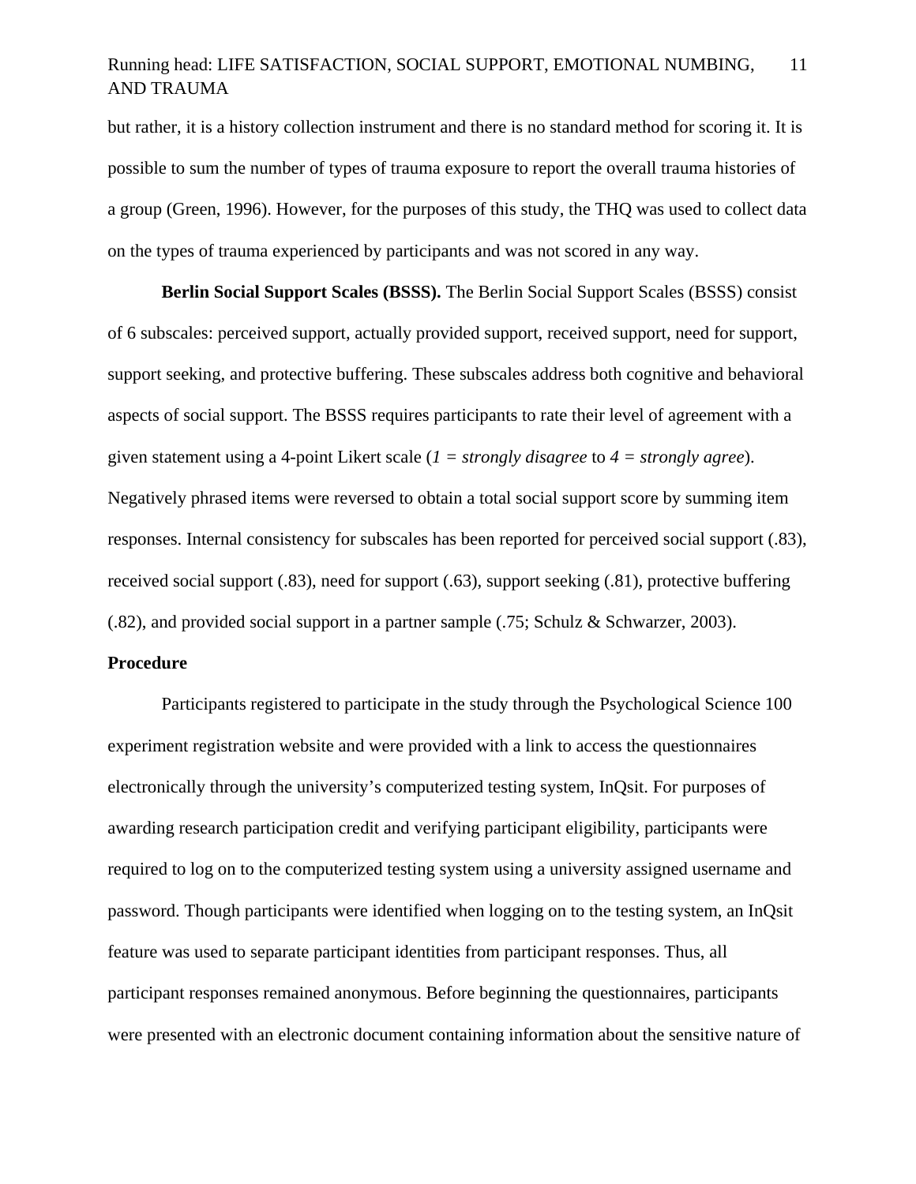but rather, it is a history collection instrument and there is no standard method for scoring it. It is possible to sum the number of types of trauma exposure to report the overall trauma histories of a group (Green, 1996). However, for the purposes of this study, the THQ was used to collect data on the types of trauma experienced by participants and was not scored in any way.

**Berlin Social Support Scales (BSSS).** The Berlin Social Support Scales (BSSS) consist of 6 subscales: perceived support, actually provided support, received support, need for support, support seeking, and protective buffering. These subscales address both cognitive and behavioral aspects of social support. The BSSS requires participants to rate their level of agreement with a given statement using a 4-point Likert scale (*1 = strongly disagree* to *4 = strongly agree*). Negatively phrased items were reversed to obtain a total social support score by summing item responses. Internal consistency for subscales has been reported for perceived social support (.83), received social support (.83), need for support (.63), support seeking (.81), protective buffering (.82), and provided social support in a partner sample (.75; Schulz & Schwarzer, 2003).

## Procedure

Participants registered to participate in the study through the Psychological Science 100 experiment registration website and were provided with a link to access the questionnaires electronically through the university's computerized testing system, InQsit. For purposes of awarding research participation credit and verifying participant eligibility, participants were required to log on to the computerized testing system using a university assigned username and password. Though participants were identified when logging on to the testing system, an InQsit feature was used to separate participant identities from participant responses. Thus, all participant responses remained anonymous. Before beginning the questionnaires, participants were presented with an electronic document containing information about the sensitive nature of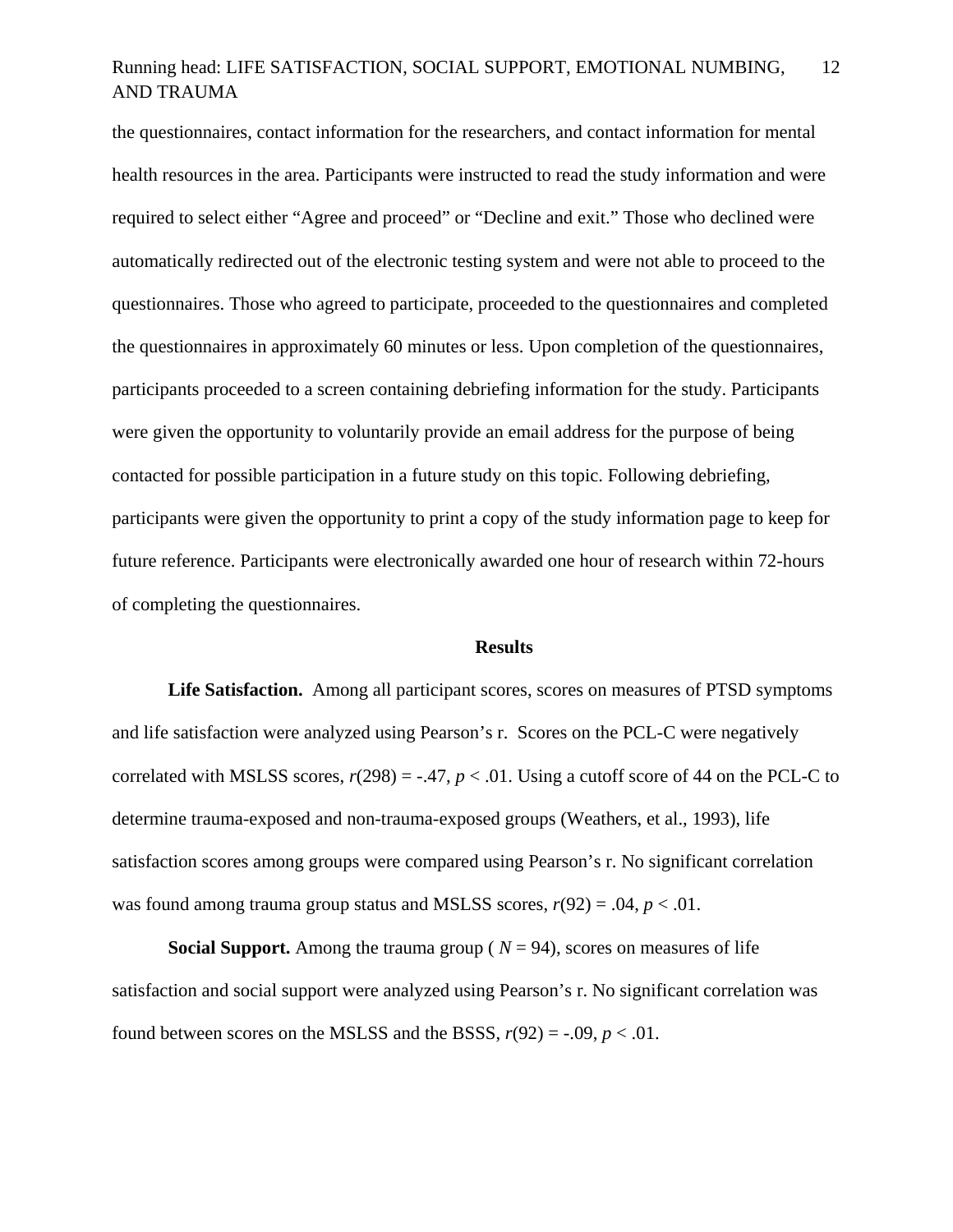the questionnaires, contact information for the researchers, and contact information for mental health resources in the area. Participants were instructed to read the study information and were required to select either "Agree and proceed" or "Decline and exit." Those who declined were automatically redirected out of the electronic testing system and were not able to proceed to the questionnaires. Those who agreed to participate, proceeded to the questionnaires and completed the questionnaires in approximately 60 minutes or less. Upon completion of the questionnaires, participants proceeded to a screen containing debriefing information for the study. Participants were given the opportunity to voluntarily provide an email address for the purpose of being contacted for possible participation in a future study on this topic. Following debriefing, participants were given the opportunity to print a copy of the study information page to keep for future reference. Participants were electronically awarded one hour of research within 72-hours of completing the questionnaires.

## Results

**Life Satisfaction.** Among all participant scores, scores on measures of PTSD symptoms and life satisfaction were analyzed using Pearson's r. Scores on the PCL-C were negatively correlated with MSLSS scores, $r(298) = -.47$, $p < .01$. Using a cutoff score of 44 on the PCL-C to determine trauma-exposed and non-trauma-exposed groups (Weathers, et al., 1993), life satisfaction scores among groups were compared using Pearson's r. No significant correlation was found among trauma group status and MSLSS scores, $r(92) = .04$, $p < .01$.

**Social Support.** Among the trauma group ( $N = 94$), scores on measures of life satisfaction and social support were analyzed using Pearson's r. No significant correlation was found between scores on the MSLSS and the BSSS, $r(92) = -.09$, $p < .01$.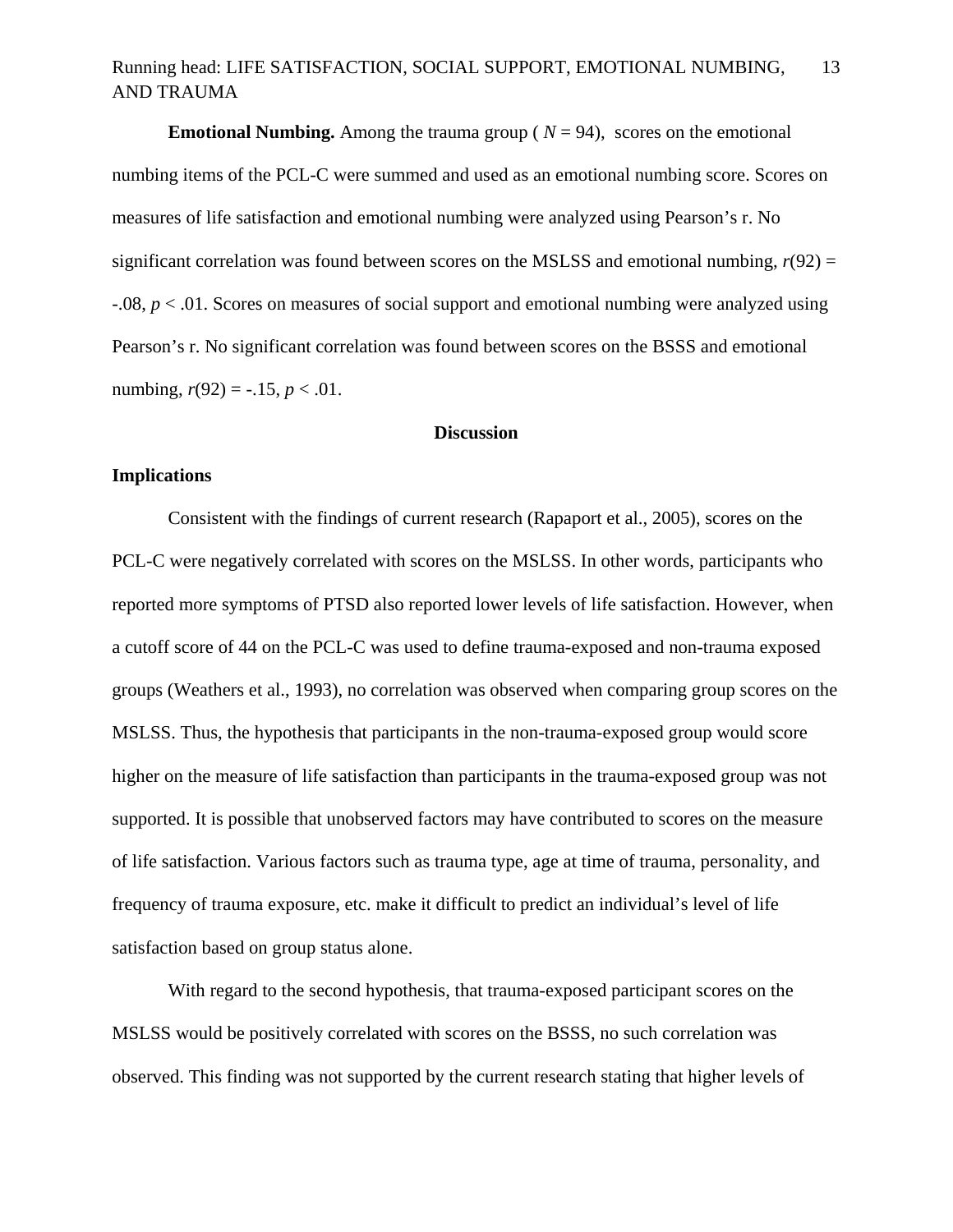**Emotional Numbing.** Among the trauma group ( $N = 94$), scores on the emotional numbing items of the PCL-C were summed and used as an emotional numbing score. Scores on measures of life satisfaction and emotional numbing were analyzed using Pearson's r. No significant correlation was found between scores on the MSLSS and emotional numbing, $r(92) = -.08$, $p < .01$. Scores on measures of social support and emotional numbing were analyzed using Pearson's r. No significant correlation was found between scores on the BSSS and emotional numbing, $r(92) = -.15$, $p < .01$.

## Discussion

### Implications

Consistent with the findings of current research (Rapaport et al., 2005), scores on the PCL-C were negatively correlated with scores on the MSLSS. In other words, participants who reported more symptoms of PTSD also reported lower levels of life satisfaction. However, when a cutoff score of 44 on the PCL-C was used to define trauma-exposed and non-trauma exposed groups (Weathers et al., 1993), no correlation was observed when comparing group scores on the MSLSS. Thus, the hypothesis that participants in the non-trauma-exposed group would score higher on the measure of life satisfaction than participants in the trauma-exposed group was not supported. It is possible that unobserved factors may have contributed to scores on the measure of life satisfaction. Various factors such as trauma type, age at time of trauma, personality, and frequency of trauma exposure, etc. make it difficult to predict an individual's level of life satisfaction based on group status alone.

With regard to the second hypothesis, that trauma-exposed participant scores on the MSLSS would be positively correlated with scores on the BSSS, no such correlation was observed. This finding was not supported by the current research stating that higher levels of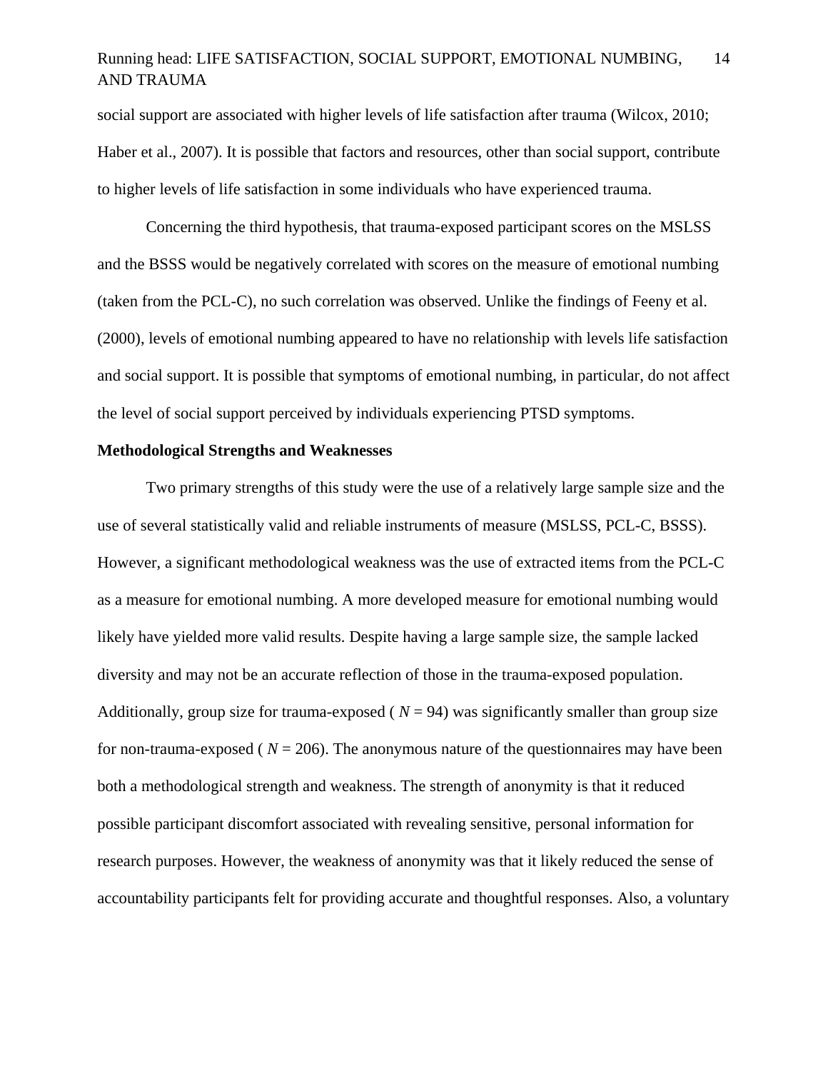social support are associated with higher levels of life satisfaction after trauma (Wilcox, 2010; Haber et al., 2007). It is possible that factors and resources, other than social support, contribute to higher levels of life satisfaction in some individuals who have experienced trauma.

Concerning the third hypothesis, that trauma-exposed participant scores on the MSLSS and the BSSS would be negatively correlated with scores on the measure of emotional numbing (taken from the PCL-C), no such correlation was observed. Unlike the findings of Feeny et al. (2000), levels of emotional numbing appeared to have no relationship with levels life satisfaction and social support. It is possible that symptoms of emotional numbing, in particular, do not affect the level of social support perceived by individuals experiencing PTSD symptoms.

**Methodological Strengths and Weaknesses**

Two primary strengths of this study were the use of a relatively large sample size and the use of several statistically valid and reliable instruments of measure (MSLSS, PCL-C, BSSS). However, a significant methodological weakness was the use of extracted items from the PCL-C as a measure for emotional numbing. A more developed measure for emotional numbing would likely have yielded more valid results. Despite having a large sample size, the sample lacked diversity and may not be an accurate reflection of those in the trauma-exposed population. Additionally, group size for trauma-exposed ( $N = 94$) was significantly smaller than group size for non-trauma-exposed ( $N = 206$). The anonymous nature of the questionnaires may have been both a methodological strength and weakness. The strength of anonymity is that it reduced possible participant discomfort associated with revealing sensitive, personal information for research purposes. However, the weakness of anonymity was that it likely reduced the sense of accountability participants felt for providing accurate and thoughtful responses. Also, a voluntary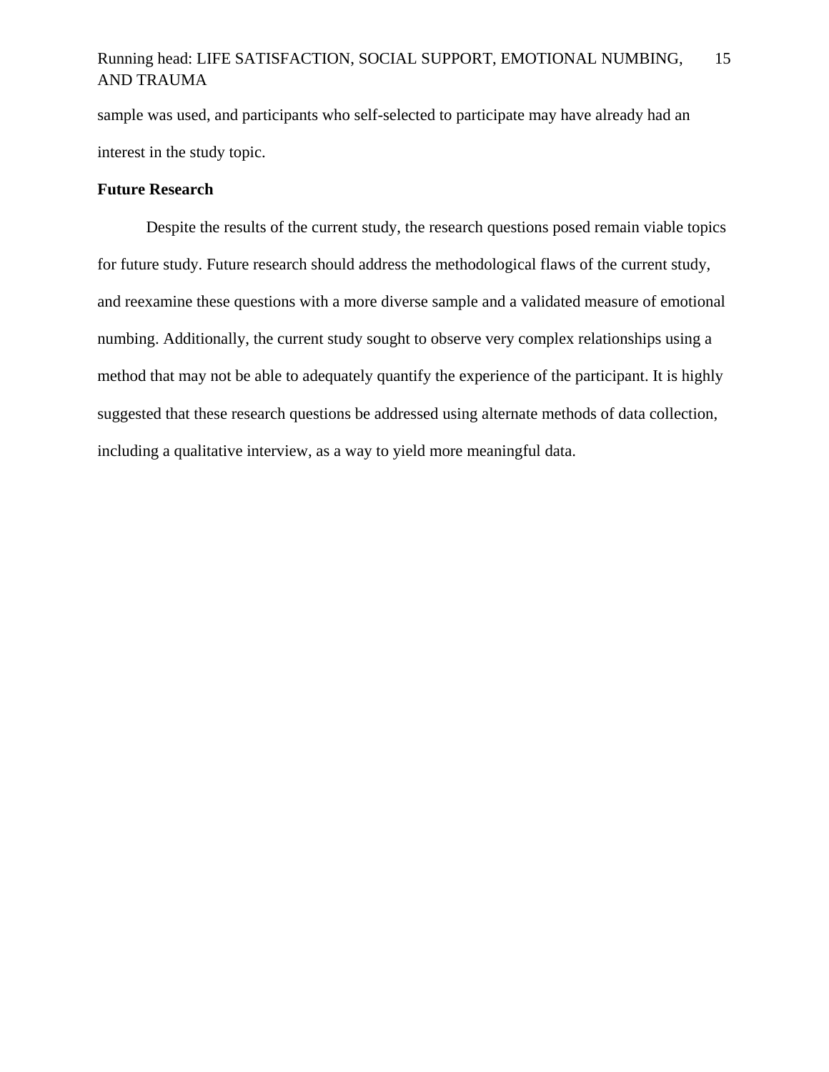sample was used, and participants who self-selected to participate may have already had an interest in the study topic.

## Future Research

Despite the results of the current study, the research questions posed remain viable topics for future study. Future research should address the methodological flaws of the current study, and reexamine these questions with a more diverse sample and a validated measure of emotional numbing. Additionally, the current study sought to observe very complex relationships using a method that may not be able to adequately quantify the experience of the participant. It is highly suggested that these research questions be addressed using alternate methods of data collection, including a qualitative interview, as a way to yield more meaningful data.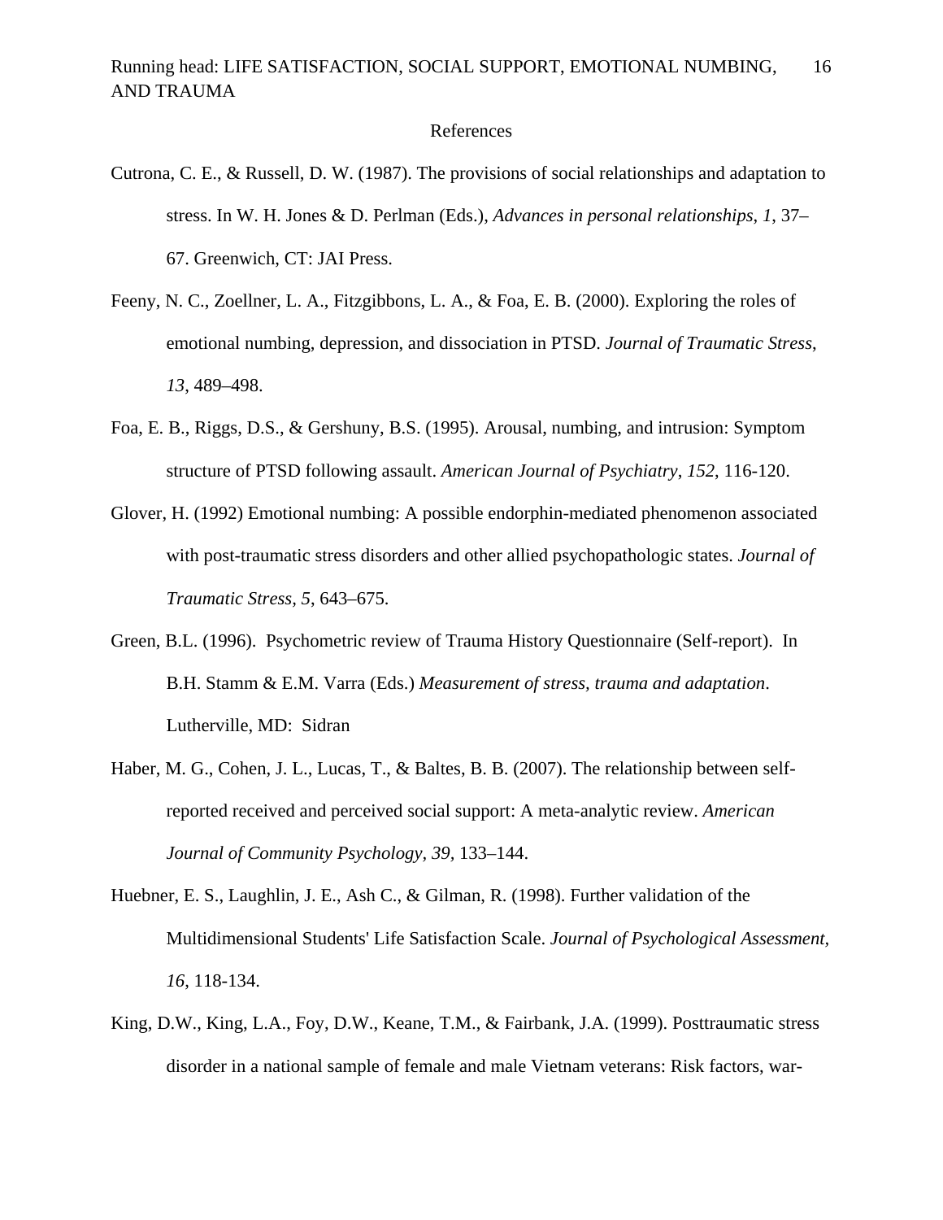# References

Cutrona, C. E., & Russell, D. W. (1987). The provisions of social relationships and adaptation to stress. In W. H. Jones & D. Perlman (Eds.), *Advances in personal relationships*, *1*, 37–67. Greenwich, CT: JAI Press.

Feeny, N. C., Zoellner, L. A., Fitzgibbons, L. A., & Foa, E. B. (2000). Exploring the roles of emotional numbing, depression, and dissociation in PTSD. *Journal of Traumatic Stress*, *13*, 489–498.

Foa, E. B., Riggs, D.S., & Gershuny, B.S. (1995). Arousal, numbing, and intrusion: Symptom structure of PTSD following assault. *American Journal of Psychiatry*, *152*, 116-120.

Glover, H. (1992) Emotional numbing: A possible endorphin-mediated phenomenon associated with post-traumatic stress disorders and other allied psychopathologic states. *Journal of Traumatic Stress*, *5*, 643–675.

Green, B.L. (1996). Psychometric review of Trauma History Questionnaire (Self-report). In B.H. Stamm & E.M. Varra (Eds.) *Measurement of stress, trauma and adaptation*. Lutherville, MD: Sidran

Haber, M. G., Cohen, J. L., Lucas, T., & Baltes, B. B. (2007). The relationship between self-reported received and perceived social support: A meta-analytic review. *American Journal of Community Psychology, 39*, 133–144.

Huebner, E. S., Laughlin, J. E., Ash C., & Gilman, R. (1998). Further validation of the Multidimensional Students' Life Satisfaction Scale. *Journal of Psychological Assessment, 16*, 118-134.

King, D.W., King, L.A., Foy, D.W., Keane, T.M., & Fairbank, J.A. (1999). Posttraumatic stress disorder in a national sample of female and male Vietnam veterans: Risk factors, war-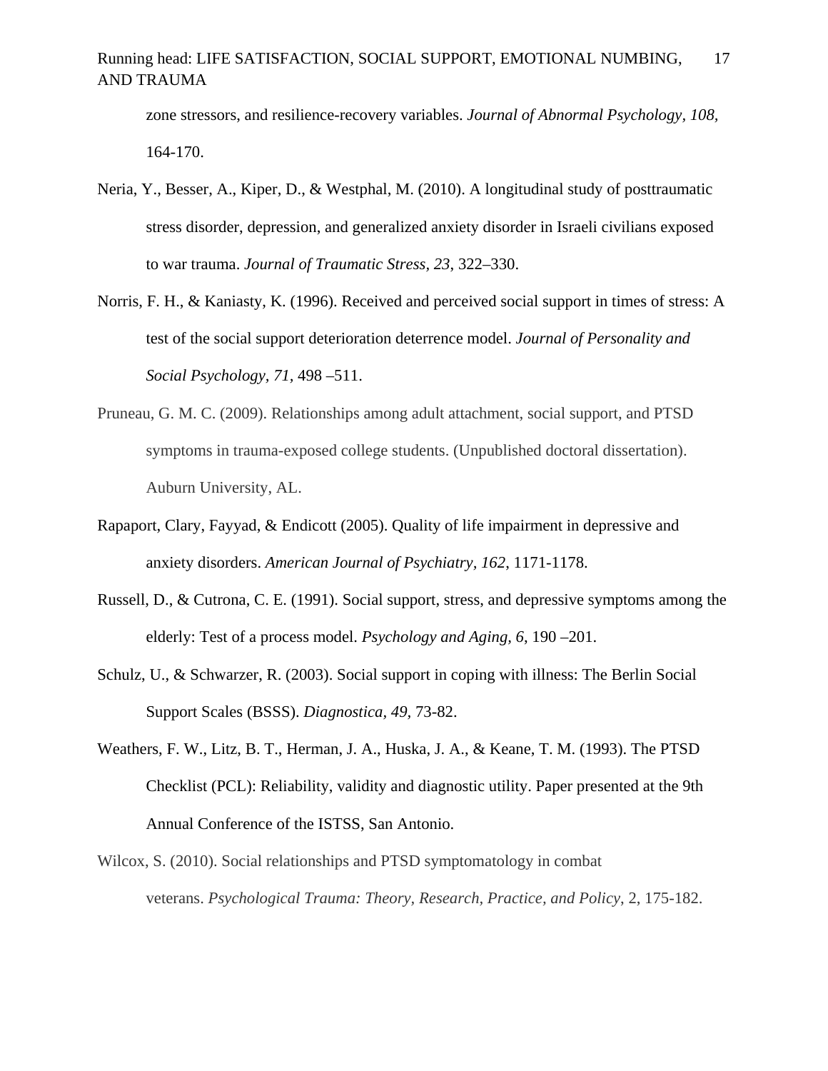zone stressors, and resilience-recovery variables. *Journal of Abnormal Psychology, 108,* 164-170.

Neria, Y., Besser, A., Kiper, D., & Westphal, M. (2010). A longitudinal study of posttraumatic stress disorder, depression, and generalized anxiety disorder in Israeli civilians exposed to war trauma. *Journal of Traumatic Stress, 23*, 322–330.

Norris, F. H., & Kaniasty, K. (1996). Received and perceived social support in times of stress: A test of the social support deterioration deterrence model. *Journal of Personality and Social Psychology, 71,* 498 –511.

Pruneau, G. M. C. (2009). Relationships among adult attachment, social support, and PTSD symptoms in trauma-exposed college students. (Unpublished doctoral dissertation). Auburn University, AL.

Rapaport, Clary, Fayyad, & Endicott (2005). Quality of life impairment in depressive and anxiety disorders. *American Journal of Psychiatry, 162*, 1171-1178.

Russell, D., & Cutrona, C. E. (1991). Social support, stress, and depressive symptoms among the elderly: Test of a process model. *Psychology and Aging, 6*, 190 –201.

Schulz, U., & Schwarzer, R. (2003). Social support in coping with illness: The Berlin Social Support Scales (BSSS). *Diagnostica, 49*, 73-82.

Weathers, F. W., Litz, B. T., Herman, J. A., Huska, J. A., & Keane, T. M. (1993). The PTSD Checklist (PCL): Reliability, validity and diagnostic utility. Paper presented at the 9th Annual Conference of the ISTSS, San Antonio.

Wilcox, S. (2010). Social relationships and PTSD symptomatology in combat veterans. *Psychological Trauma: Theory, Research, Practice, and Policy*, 2, 175-182.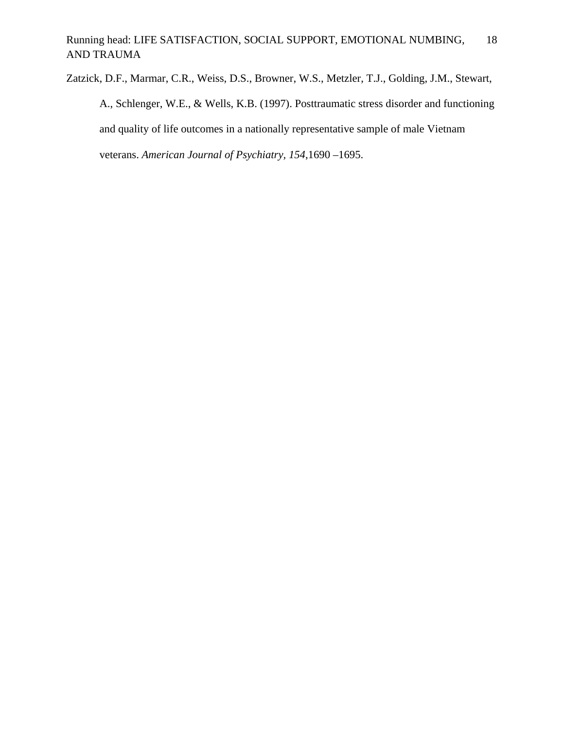Zatzick, D.F., Marmar, C.R., Weiss, D.S., Browner, W.S., Metzler, T.J., Golding, J.M., Stewart, A., Schlenger, W.E., & Wells, K.B. (1997). Posttraumatic stress disorder and functioning and quality of life outcomes in a nationally representative sample of male Vietnam veterans. *American Journal of Psychiatry*, *154*,1690 –1695.